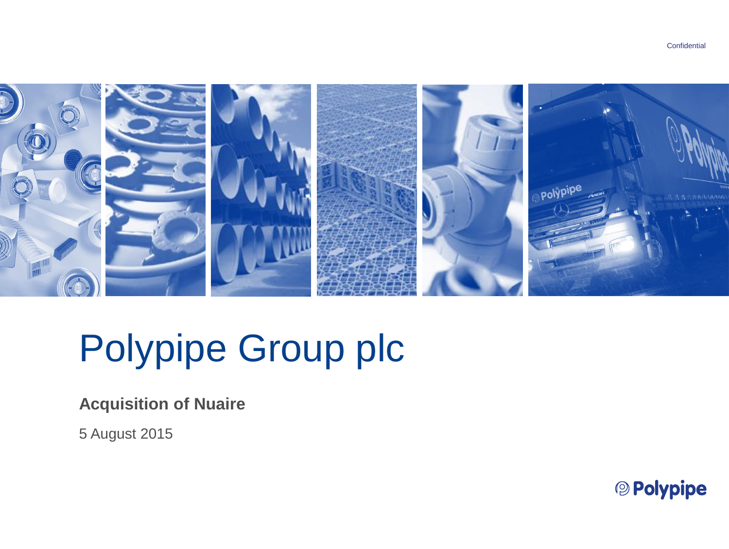Confidential

# Polypipe Group plc

**Acquisition of Nuaire**

5 August 2015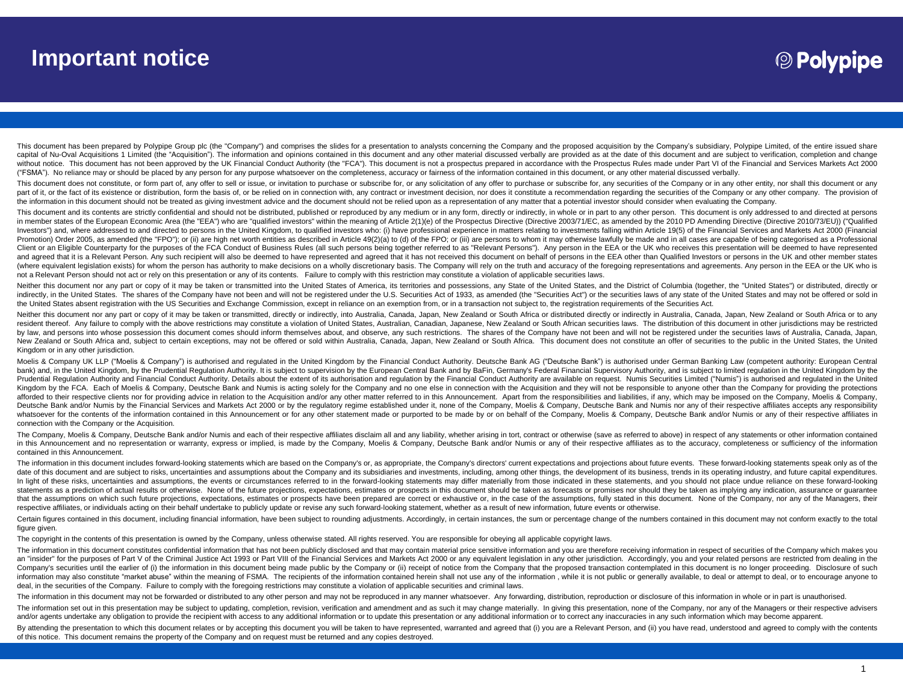# Important notice

Polypipe

This document has been prepared by Polypipe Group plc (the "Company") and comprises the slides for a presentation to analysts concerning the Company and the proposed acquisition by the Company's subsidiary, Polypipe Limited, of the entire issued share capital of Nu-Oval Acquisitions 1 Limited (the "Acquisition"). The information and opinions contained in this document and any other material discussed verbally are provided as at the date of this document and are subject to verification, completion and change without notice. This document has not been approved by the UK Financial Conduct Authority (the "FCA"). This document is not a prospectus prepared in accordance with the Prospectus Rules made under Part VI of the Financial and Services Markets Act 2000 ("FSMA"). No reliance may or should be placed by any person for any purpose whatsoever on the completeness, accuracy or fairness of the information contained in this document, or any other material discussed verbally.

This document does not constitute, or form part of, any offer to sell or issue, or invitation to purchase or subscribe for, or any solicitation of any offer to purchase or subscribe for, any securities of the Company or in any other entity, nor shall this document or any part of it, or the fact of its existence or distribution, form the basis of, or be relied on in connection with, any contract or investment decision, nor does it constitute a recommendation regarding the securities of the Company or any other company. The provision of the information in this document should not be treated as giving investment advice and the document should not be relied upon as a representation of any matter that a potential investor should consider when evaluating the Company.

This document and its contents are strictly confidential and should not be distributed, published or reproduced by any medium or in any form, directly or indirectly, in whole or in part to any other person. This document is only addressed to and directed at persons in member states of the European Economic Area (the "EEA") who are "qualified investors" within the meaning of Article 2(1)(e) of the Prospectus Directive (Directive 2003/71/EC, as amended by the 2010 PD Amending Directive (Directive 2010/73/EU)) ("Qualified Investors") and, where addressed to and directed to persons in the United Kingdom, to qualified investors who: (i) have professional experience in matters relating to investments falling within Article 19(5) of the Financial Services and Markets Act 2000 (Financial Promotion) Order 2005, as amended (the "FPO"); or (ii) are high net worth entities as described in Article 49(2)(a) to (d) of the FPO; or (iii) are persons to whom it may otherwise lawfully be made and in all cases are capable of being categorised as a Professional Client or an Eligible Counterparty for the purposes of the FCA Conduct of Business Rules (all such persons being together referred to as "Relevant Persons"). Any person in the EEA or the UK who receives this presentation will be deemed to have represented and agreed that it is a Relevant Person. Any such recipient will also be deemed to have represented and agreed that it has not received this document on behalf of persons in the EEA other than Qualified Investors or persons in the UK and other member states (where equivalent legislation exists) for whom the person has authority to make decisions on a wholly discretionary basis. The Company will rely on the truth and accuracy of the foregoing representations and agreements. Any person in the EEA or the UK who is not a Relevant Person should not act or rely on this presentation or any of its contents. Failure to comply with this restriction may constitute a violation of applicable securities laws.

Neither this document nor any part or copy of it may be taken or transmitted into the United States of America, its territories and possessions, any State of the United States, and the District of Columbia (together, the "United States") or distributed, directly or indirectly, in the United States. The shares of the Company have not been and will not be registered under the U.S. Securities Act of 1933, as amended (the "Securities Act") or the securities laws of any state of the United States and may not be offered or sold in the United States absent registration with the US Securities and Exchange Commission, except in reliance on an exemption from, or in a transaction not subject to, the registration requirements of the Securities Act.

Neither this document nor any part or copy of it may be taken or transmitted, directly or indirectly, into Australia, Canada, Japan, New Zealand or South Africa or distributed directly or indirectly in Australia, Canada, Japan, New Zealand or South Africa or to any resident thereof. Any failure to comply with the above restrictions may constitute a violation of United States, Australian, Canadian, Japanese, New Zealand or South African securities laws. The distribution of this document in other jurisdictions may be restricted by law, and persons into whose possession this document comes should inform themselves about, and observe, any such restrictions. The shares of the Company have not been and will not be registered under the securities laws of Australia, Canada, Japan, New Zealand or South Africa and, subject to certain exceptions, may not be offered or sold within Australia, Canada, Japan, New Zealand or South Africa. This document does not constitute an offer of securities to the public in the United States, the United Kingdom or in any other jurisdiction.

Moelis & Company UK LLP ("Moelis & Company") is authorised and regulated in the United Kingdom by the Financial Conduct Authority. Deutsche Bank AG ("Deutsche Bank") is authorised under German Banking Law (competent authority: European Central bank) and, in the United Kingdom, by the Prudential Regulation Authority. It is subject to supervision by the European Central Bank and by BaFin, Germany's Federal Financial Supervisory Authority, and is subject to limited regulation in the United Kingdom by the Prudential Regulation Authority and Financial Conduct Authority. Details about the extent of its authorisation and regulation by the Financial Conduct Authority are available on request. Numis Securities Limited ("Numis") is authorised and regulated in the United Kingdom by the FCA. Each of Moelis & Company, Deutsche Bank and Numis is acting solely for the Company and no one else in connection with the Acquisition and they will not be responsible to anyone other than the Company for providing the protections afforded to their respective clients nor for providing advice in relation to the Acquisition and/or any other matter referred to in this Announcement. Apart from the responsibilities and liabilities, if any, which may be imposed on the Company, Moelis & Company, Deutsche Bank and/or Numis by the Financial Services and Markets Act 2000 or by the regulatory regime established under it, none of the Company, Moelis & Company, Deutsche Bank and Numis nor any of their respective affiliates accepts any responsibility whatsoever for the contents of the information contained in this Announcement or for any other statement made or purported to be made by or on behalf of the Company, Moelis & Company, Deutsche Bank and/or Numis or any of their respective affiliates in connection with the Company or the Acquisition.

The Company, Moelis & Company, Deutsche Bank and/or Numis and each of their respective affiliates disclaim all and any liability, whether arising in tort, contract or otherwise (save as referred to above) in respect of any statements or other information contained in this Announcement and no representation or warranty, express or implied, is made by the Company, Moelis & Company, Deutsche Bank and/or Numis or any of their respective affiliates as to the accuracy, completeness or sufficiency of the information contained in this Announcement.

The information in this document includes forward-looking statements which are based on the Company's or, as appropriate, the Company's directors' current expectations and projections about future events. These forward-looking statements speak only as of the date of this document and are subject to risks, uncertainties and assumptions about the Company and its subsidiaries and investments, including, among other things, the development of its business, trends in its operating industry, and future capital expenditures. In light of these risks, uncertainties and assumptions, the events or circumstances referred to in the forward-looking statements may differ materially from those indicated in these statements, and you should not place undue reliance on these forward-looking statements as a prediction of actual results or otherwise. None of the future projections, expectations, estimates or prospects in this document should be taken as forecasts or promises nor should they be taken as implying any indication, assurance or guarantee that the assumptions on which such future projections, expectations, estimates or prospects have been prepared are correct or exhaustive or, in the case of the assumptions, fully stated in this document. None of the Company, nor any of the Managers, their respective affiliates, or individuals acting on their behalf undertake to publicly update or revise any such forward-looking statement, whether as a result of new information, future events or otherwise.

Certain figures contained in this document, including financial information, have been subject to rounding adjustments. Accordingly, in certain instances, the sum or percentage change of the numbers contained in this document may not conform exactly to the total figure given.

The copyright in the contents of this presentation is owned by the Company, unless otherwise stated. All rights reserved. You are responsible for obeying all applicable copyright laws.

The information in this document constitutes confidential information that has not been publicly disclosed and that may contain material price sensitive information and you are therefore receiving information in respect of securities of the Company which makes you an "insider" for the purposes of Part V of the Criminal Justice Act 1993 or Part VIII of the Financial Services and Markets Act 2000 or any equivalent legislation in any other jurisdiction. Accordingly, you and your related persons are restricted from dealing in the Company's securities until the earlier of (i) the information in this document being made public by the Company or (ii) receipt of notice from the Company that the proposed transaction contemplated in this document is no longer proceeding. Disclosure of such information may also constitute "market abuse" within the meaning of FSMA. The recipients of the information contained herein shall not use any of the information , while it is not public or generally available, to deal or attempt to deal, or to encourage anyone to deal, in the securities of the Company. Failure to comply with the foregoing restrictions may constitute a violation of applicable securities and criminal laws.

The information in this document may not be forwarded or distributed to any other person and may not be reproduced in any manner whatsoever. Any forwarding, distribution, reproduction or disclosure of this information in whole or in part is unauthorised.

The information set out in this presentation may be subject to updating, completion, revision, verification and amendment and as such it may change materially. In giving this presentation, none of the Company, nor any of the Managers or their respective advisers and/or agents undertake any obligation to provide the recipient with access to any additional information or to update this presentation or any additional information or to correct any inaccuracies in any such information which may become apparent.

By attending the presentation to which this document relates or by accepting this document you will be taken to have represented, warranted and agreed that (i) you are a Relevant Person, and (ii) you have read, understood and agreed to comply with the contents of this notice. This document remains the property of the Company and on request must be returned and any copies destroyed.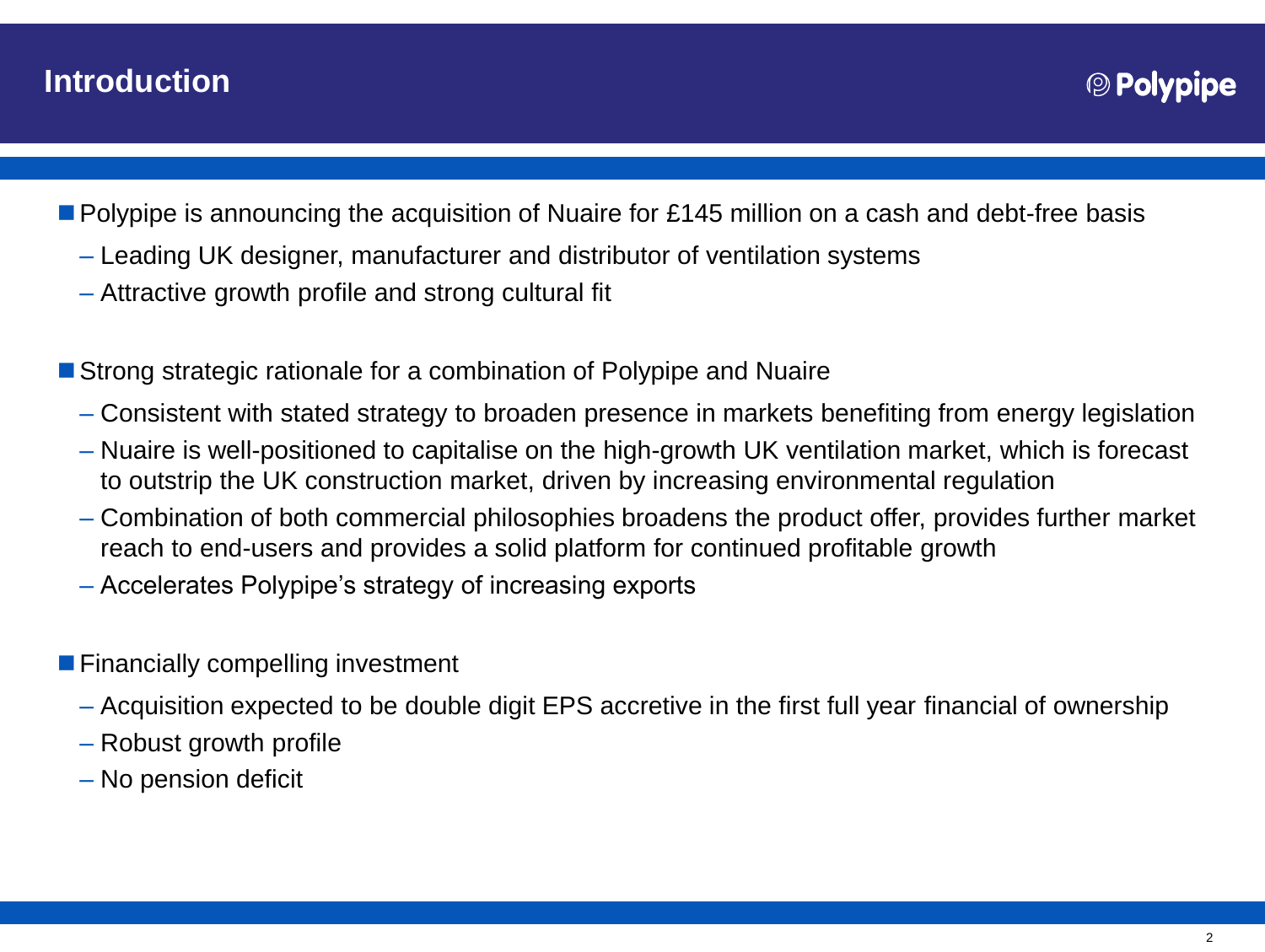# Introduction

- Polypipe is announcing the acquisition of Nuaire for £145 million on a cash and debt-free basis
  - Leading UK designer, manufacturer and distributor of ventilation systems
  - Attractive growth profile and strong cultural fit

- Strong strategic rationale for a combination of Polypipe and Nuaire
  - Consistent with stated strategy to broaden presence in markets benefiting from energy legislation
  - Nuaire is well-positioned to capitalise on the high-growth UK ventilation market, which is forecast to outstrip the UK construction market, driven by increasing environmental regulation
  - Combination of both commercial philosophies broadens the product offer, provides further market reach to end-users and provides a solid platform for continued profitable growth
  - Accelerates Polypipe's strategy of increasing exports

- Financially compelling investment
  - Acquisition expected to be double digit EPS accretive in the first full year financial of ownership
  - Robust growth profile
  - No pension deficit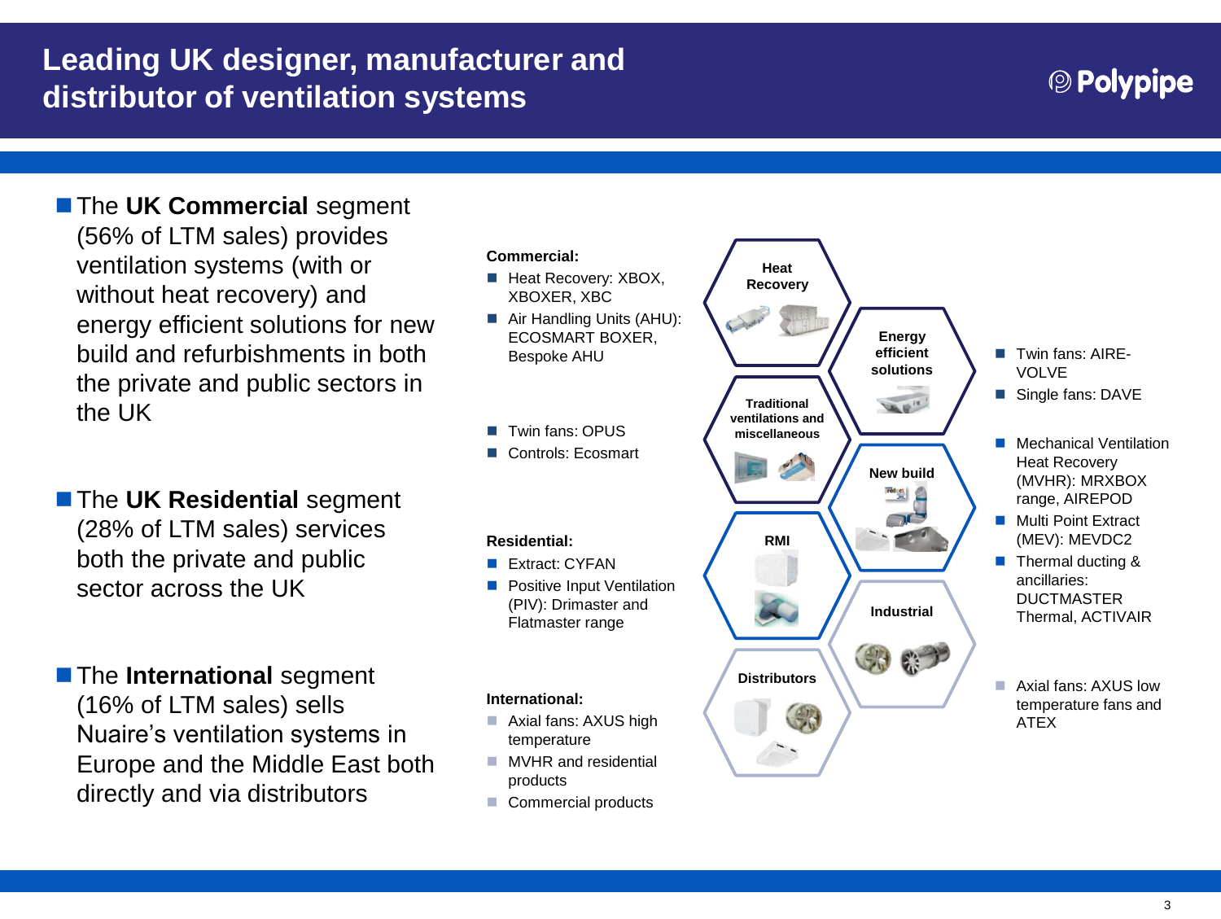# Leading UK designer, manufacturer and distributor of ventilation systems

- The **UK Commercial** segment (56% of LTM sales) provides ventilation systems (with or without heat recovery) and energy efficient solutions for new build and refurbishments in both the private and public sectors in the UK
- The **UK Residential** segment (28% of LTM sales) services both the private and public sector across the UK
- The **International** segment (16% of LTM sales) sells Nuaire's ventilation systems in Europe and the Middle East both directly and via distributors

**Commercial:**

- Heat Recovery: XBOX, XBOXER, XBC
- Air Handling Units (AHU): ECOSMART BOXER, Bespoke AHU
- Twin fans: OPUS
- Controls: Ecosmart

**Residential:**

- Extract: CYFAN
- Positive Input Ventilation (PIV): Drimaster and Flatmaster range

**International:**

- Axial fans: AXUS high temperature
- MVHR and residential products
- Commercial products

Heat Recovery

Energy efficient solutions

Traditional ventilations and miscellaneous

New build

RMI

Industrial

Distributors

- Twin fans: AIRE-VOLVE
- Single fans: DAVE
- Mechanical Ventilation Heat Recovery (MVHR): MRXBOX range, AIREPOD
- Multi Point Extract (MEV): MEVDC2
- Thermal ducting & ancillaries: DUCTMASTER Thermal, ACTIVAIR
- Axial fans: AXUS low temperature fans and ATEX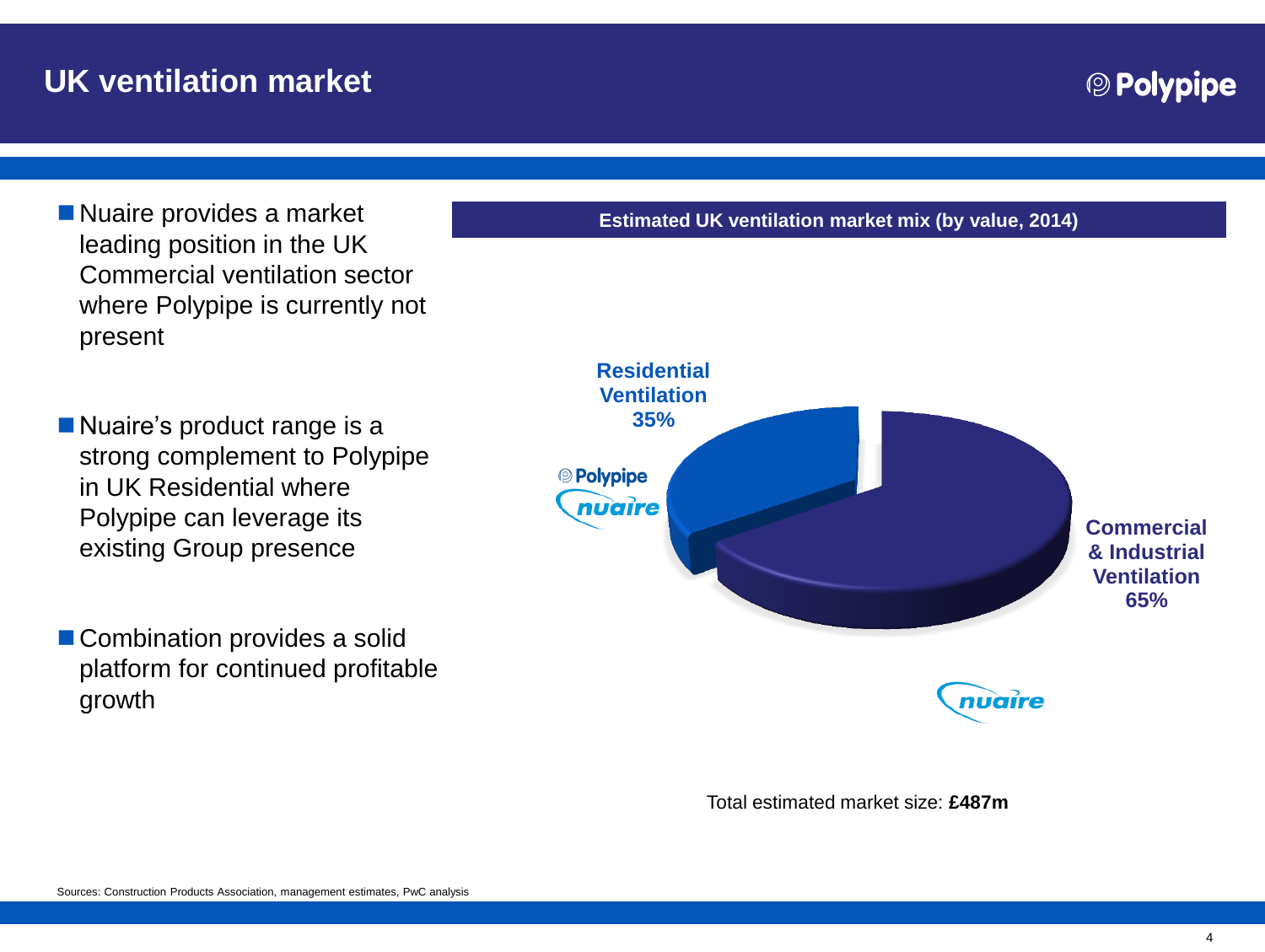# UK ventilation market

- Nuaire provides a market leading position in the UK Commercial ventilation sector where Polypipe is currently not present
- Nuaire's product range is a strong complement to Polypipe in UK Residential where Polypipe can leverage its existing Group presence
- Combination provides a solid platform for continued profitable growth

**Estimated UK ventilation market mix (by value, 2014)**

| Segment | Share | Players |
|---|---|---|
| Residential Ventilation | 35% | Polypipe, Nuaire |
| Commercial & Industrial Ventilation | 65% | Nuaire |

Total estimated market size: **£487m**

Sources: Construction Products Association, management estimates, PwC analysis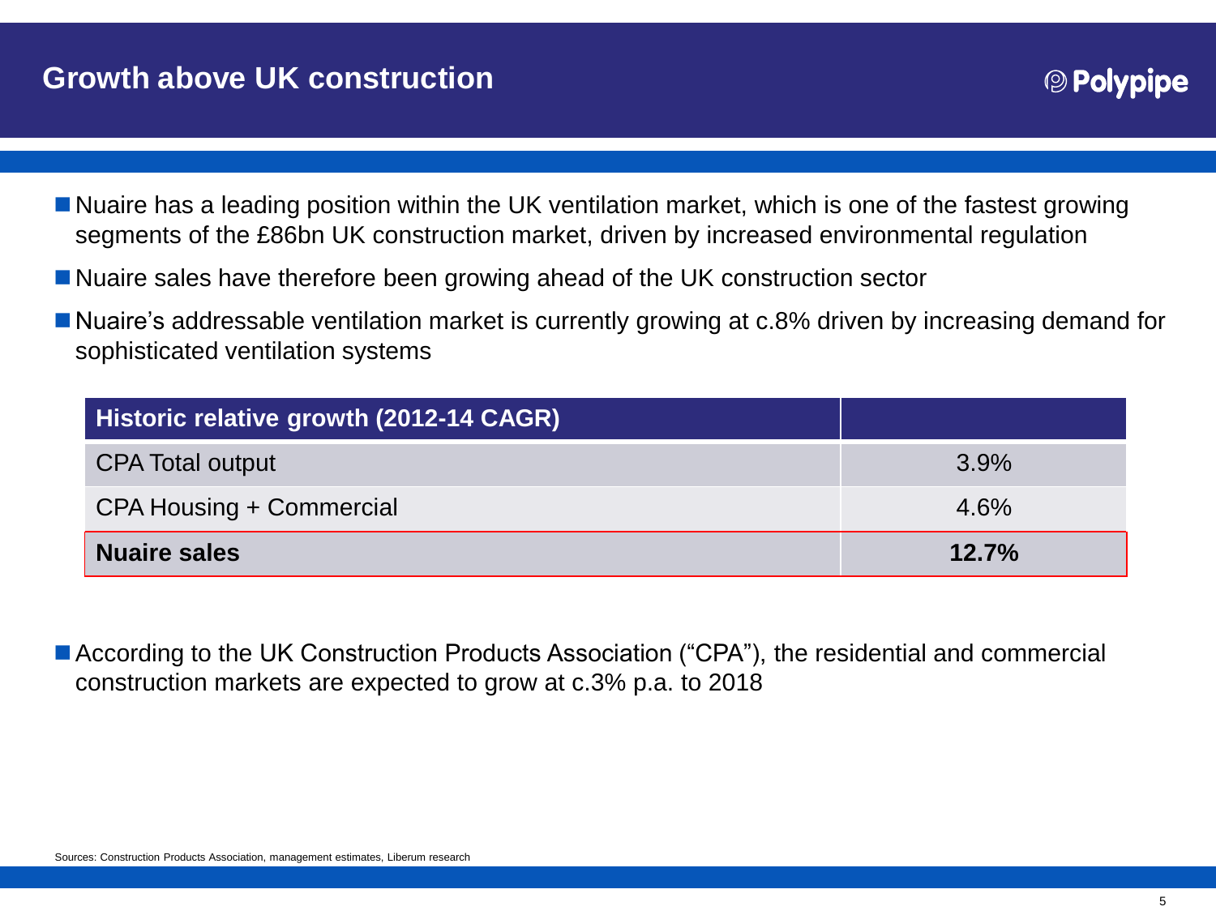# Growth above UK construction

- Nuaire has a leading position within the UK ventilation market, which is one of the fastest growing segments of the £86bn UK construction market, driven by increased environmental regulation
- Nuaire sales have therefore been growing ahead of the UK construction sector
- Nuaire's addressable ventilation market is currently growing at c.8% driven by increasing demand for sophisticated ventilation systems

| Historic relative growth (2012-14 CAGR) | |
|---|---|
| CPA Total output | 3.9% |
| CPA Housing + Commercial | 4.6% |
| **Nuaire sales** | **12.7%** |

- According to the UK Construction Products Association ("CPA"), the residential and commercial construction markets are expected to grow at c.3% p.a. to 2018

Sources: Construction Products Association, management estimates, Liberum research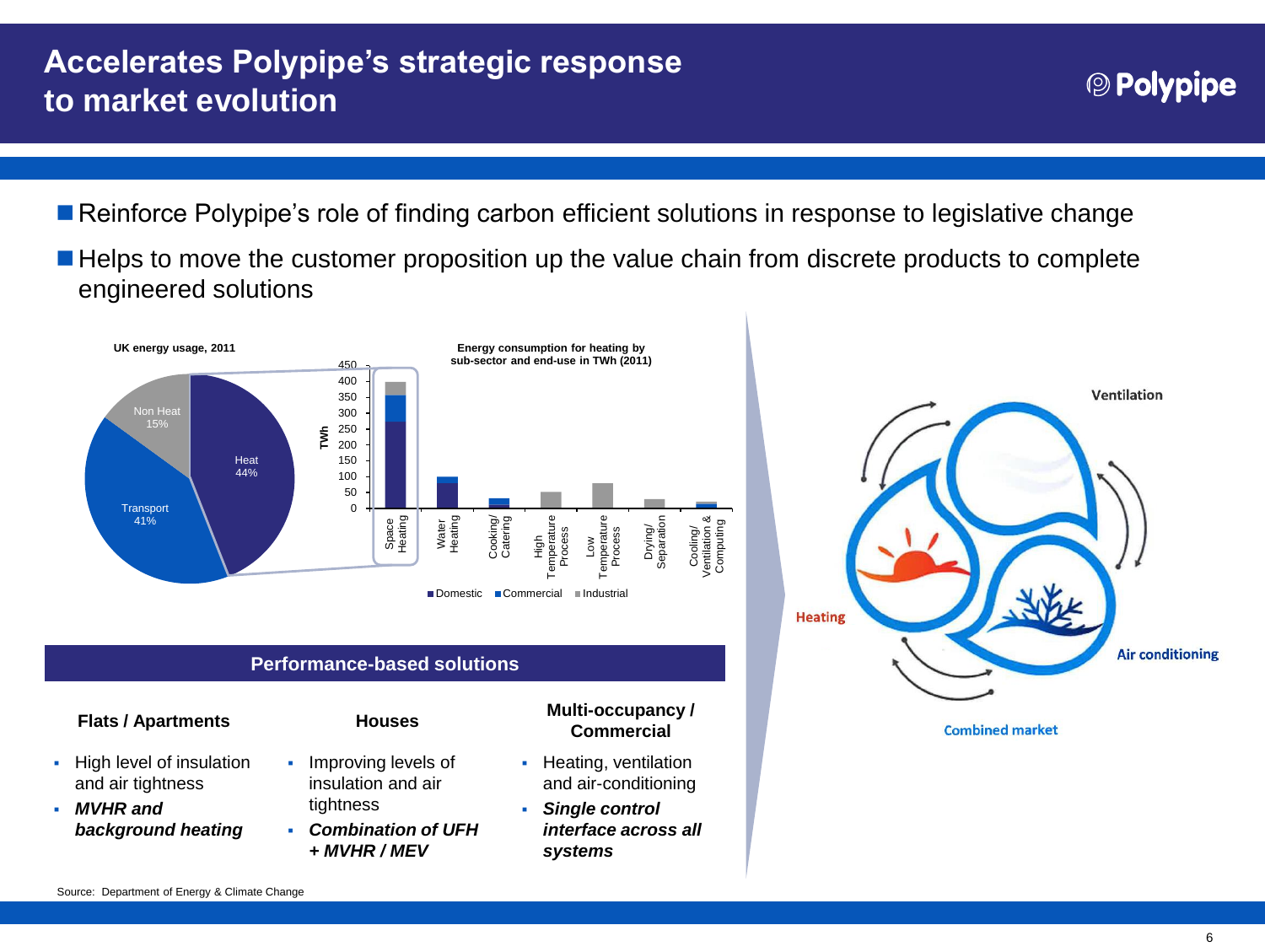# Accelerates Polypipe's strategic response to market evolution

- Reinforce Polypipe's role of finding carbon efficient solutions in response to legislative change
- Helps to move the customer proposition up the value chain from discrete products to complete engineered solutions

**UK energy usage, 2011**

Heat 44%
Transport 41%
Non Heat 15%

**Energy consumption for heating by sub-sector and end-use in TWh (2011)**

TWh: 0, 50, 100, 150, 200, 250, 300, 350, 400, 450

Space Heating, Water Heating, Cooking/ Catering, High Temperature Process, Low Temperature Process, Drying/ Separation, Cooling/ Ventilation & Computing

Domestic, Commercial, Industrial

Ventilation

Heating

Air conditioning

Combined market

## Performance-based solutions

| Flats / Apartments | Houses | Multi-occupancy / Commercial |
|---|---|---|
| High level of insulation and air tightness | Improving levels of insulation and air tightness | Heating, ventilation and air-conditioning |
| ***MVHR and background heating*** | ***Combination of UFH + MVHR / MEV*** | ***Single control interface across all systems*** |

Source: Department of Energy & Climate Change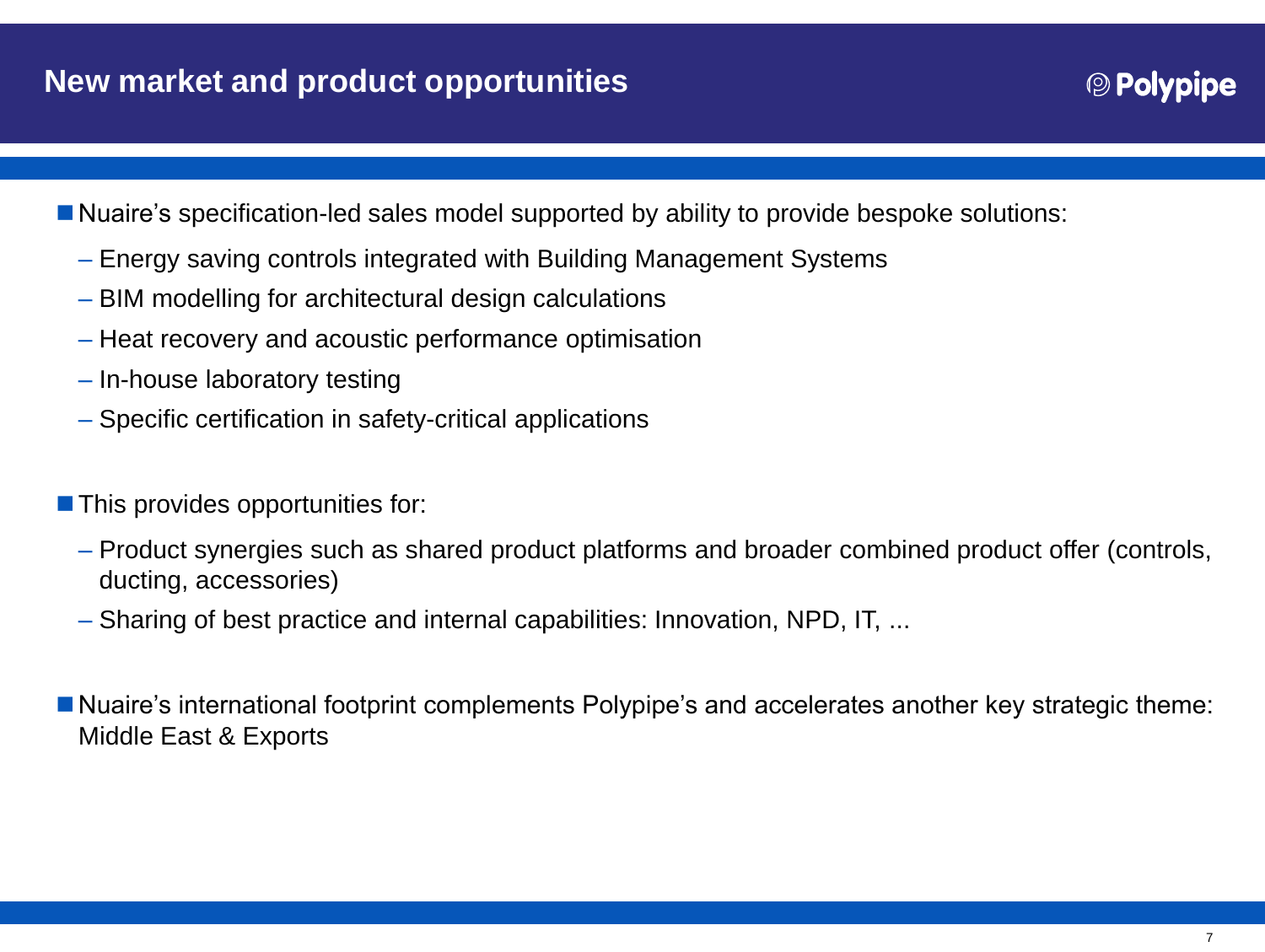# New market and product opportunities

- Nuaire's specification-led sales model supported by ability to provide bespoke solutions:
  - Energy saving controls integrated with Building Management Systems
  - BIM modelling for architectural design calculations
  - Heat recovery and acoustic performance optimisation
  - In-house laboratory testing
  - Specific certification in safety-critical applications

- This provides opportunities for:
  - Product synergies such as shared product platforms and broader combined product offer (controls, ducting, accessories)
  - Sharing of best practice and internal capabilities: Innovation, NPD, IT, ...

- Nuaire's international footprint complements Polypipe's and accelerates another key strategic theme: Middle East & Exports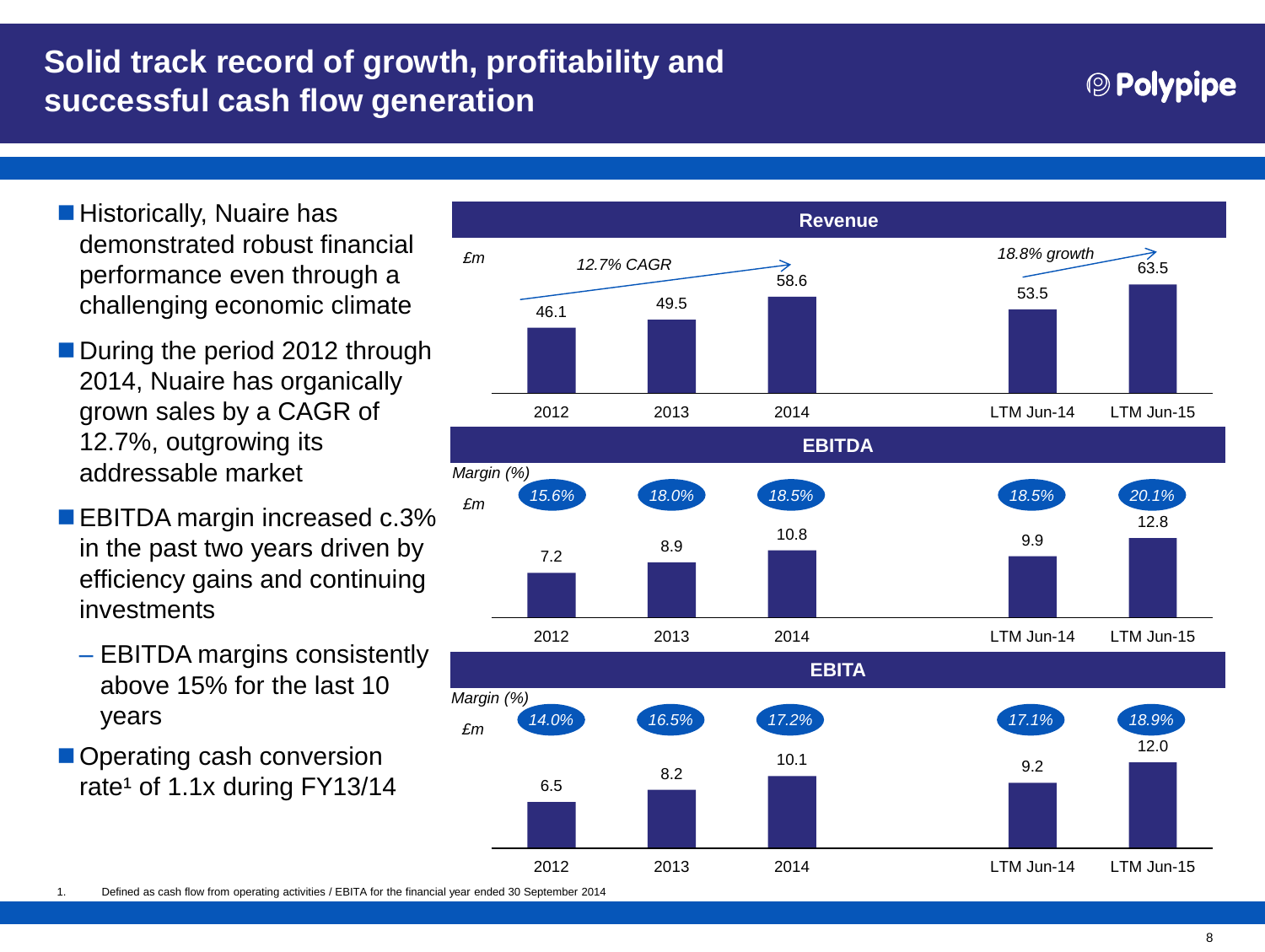# Solid track record of growth, profitability and successful cash flow generation

- Historically, Nuaire has demonstrated robust financial performance even through a challenging economic climate
- During the period 2012 through 2014, Nuaire has organically grown sales by a CAGR of 12.7%, outgrowing its addressable market
- EBITDA margin increased c.3% in the past two years driven by efficiency gains and continuing investments
  - EBITDA margins consistently above 15% for the last 10 years
- Operating cash conversion rate[1] of 1.1x during FY13/14

**Revenue** (£m)

*12.7% CAGR* (2012–2014); *18.8% growth* (LTM Jun-14 to LTM Jun-15)

| | 2012 | 2013 | 2014 | LTM Jun-14 | LTM Jun-15 |
|---|---|---|---|---|---|
| Revenue | 46.1 | 49.5 | 58.6 | 53.5 | 63.5 |

**EBITDA** (£m)

| | 2012 | 2013 | 2014 | LTM Jun-14 | LTM Jun-15 |
|---|---|---|---|---|---|
| Margin (%) | 15.6% | 18.0% | 18.5% | 18.5% | 20.1% |
| EBITDA | 7.2 | 8.9 | 10.8 | 9.9 | 12.8 |

**EBITA** (£m)

| | 2012 | 2013 | 2014 | LTM Jun-14 | LTM Jun-15 |
|---|---|---|---|---|---|
| Margin (%) | 14.0% | 16.5% | 17.2% | 17.1% | 18.9% |
| EBITA | 6.5 | 8.2 | 10.1 | 9.2 | 12.0 |

1. Defined as cash flow from operating activities / EBITA for the financial year ended 30 September 2014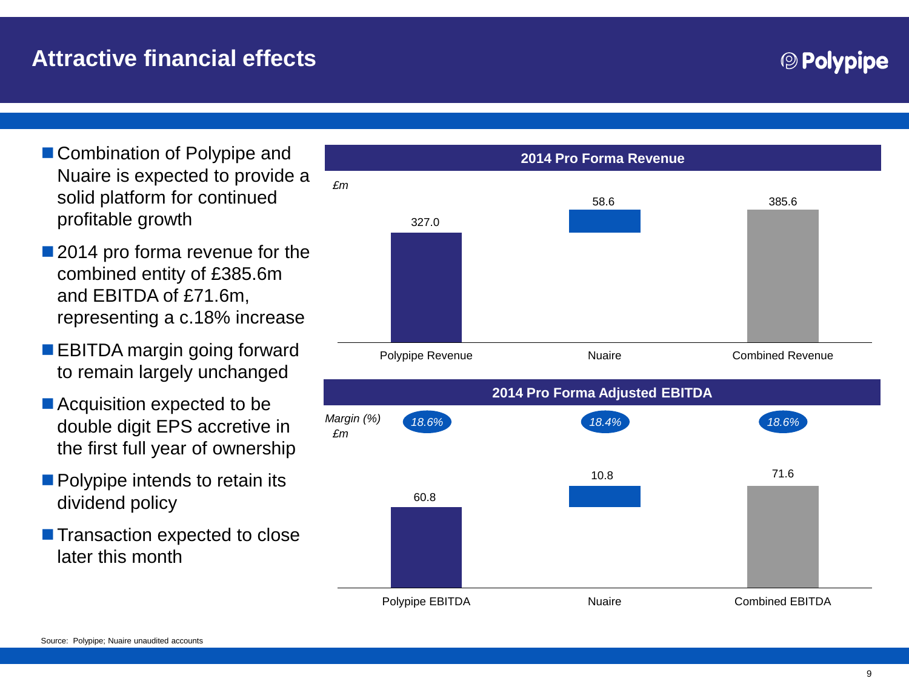# Attractive financial effects

Polypipe

- Combination of Polypipe and Nuaire is expected to provide a solid platform for continued profitable growth
- 2014 pro forma revenue for the combined entity of £385.6m and EBITDA of £71.6m, representing a c.18% increase
- EBITDA margin going forward to remain largely unchanged
- Acquisition expected to be double digit EPS accretive in the first full year of ownership
- Polypipe intends to retain its dividend policy
- Transaction expected to close later this month

## 2014 Pro Forma Revenue

*£m*

| Polypipe Revenue | Nuaire | Combined Revenue |
| --- | --- | --- |
| 327.0 | 58.6 | 385.6 |

## 2014 Pro Forma Adjusted EBITDA

| | Polypipe EBITDA | Nuaire | Combined EBITDA |
| --- | --- | --- | --- |
| *Margin (%)* | *18.6%* | *18.4%* | *18.6%* |
| *£m* | 60.8 | 10.8 | 71.6 |

Source: Polypipe; Nuaire unaudited accounts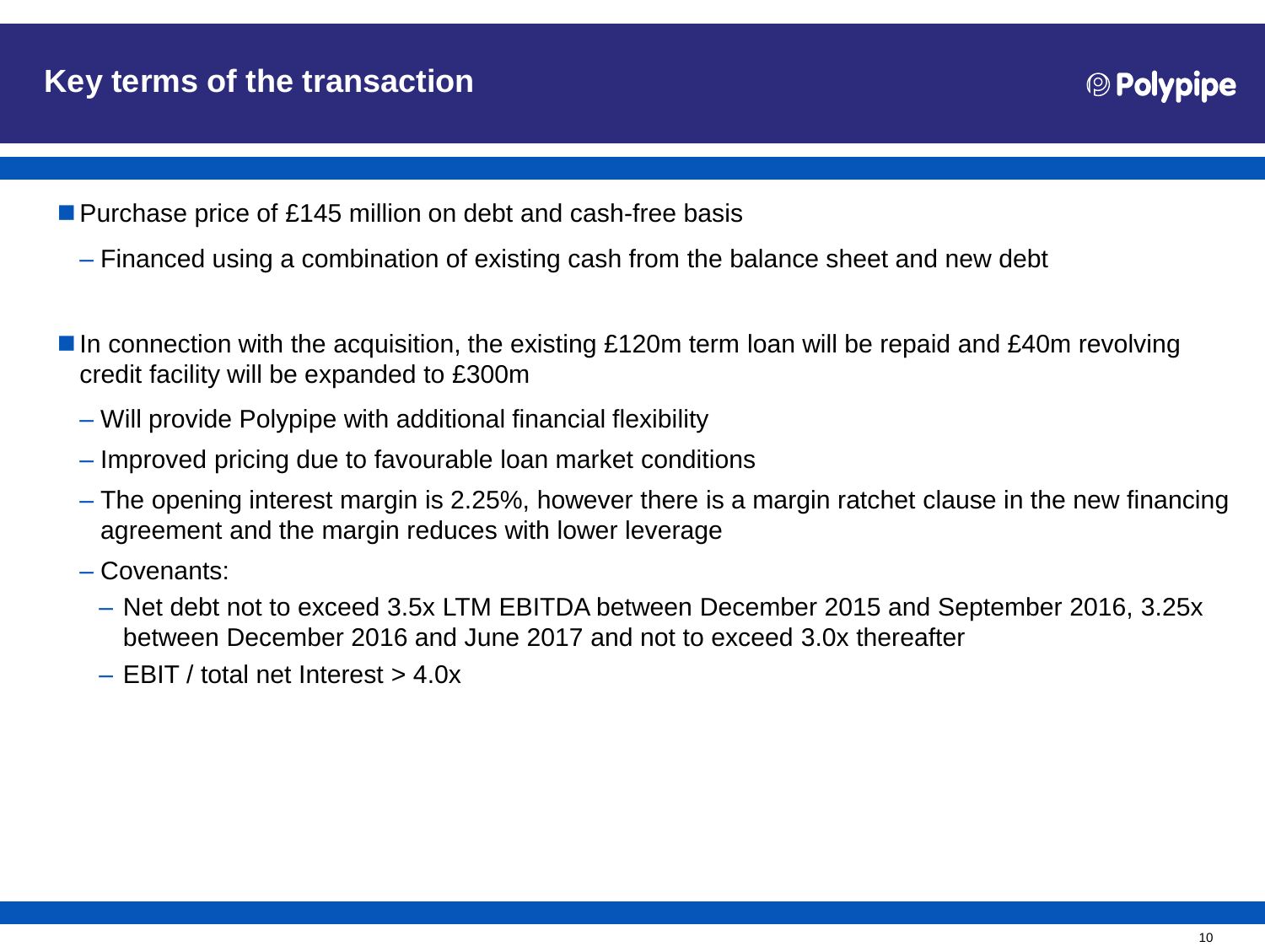## Key terms of the transaction

- Purchase price of £145 million on debt and cash-free basis
  - Financed using a combination of existing cash from the balance sheet and new debt

- In connection with the acquisition, the existing £120m term loan will be repaid and £40m revolving credit facility will be expanded to £300m
  - Will provide Polypipe with additional financial flexibility
  - Improved pricing due to favourable loan market conditions
  - The opening interest margin is 2.25%, however there is a margin ratchet clause in the new financing agreement and the margin reduces with lower leverage
  - Covenants:
    - Net debt not to exceed 3.5x LTM EBITDA between December 2015 and September 2016, 3.25x between December 2016 and June 2017 and not to exceed 3.0x thereafter
    - EBIT / total net Interest > 4.0x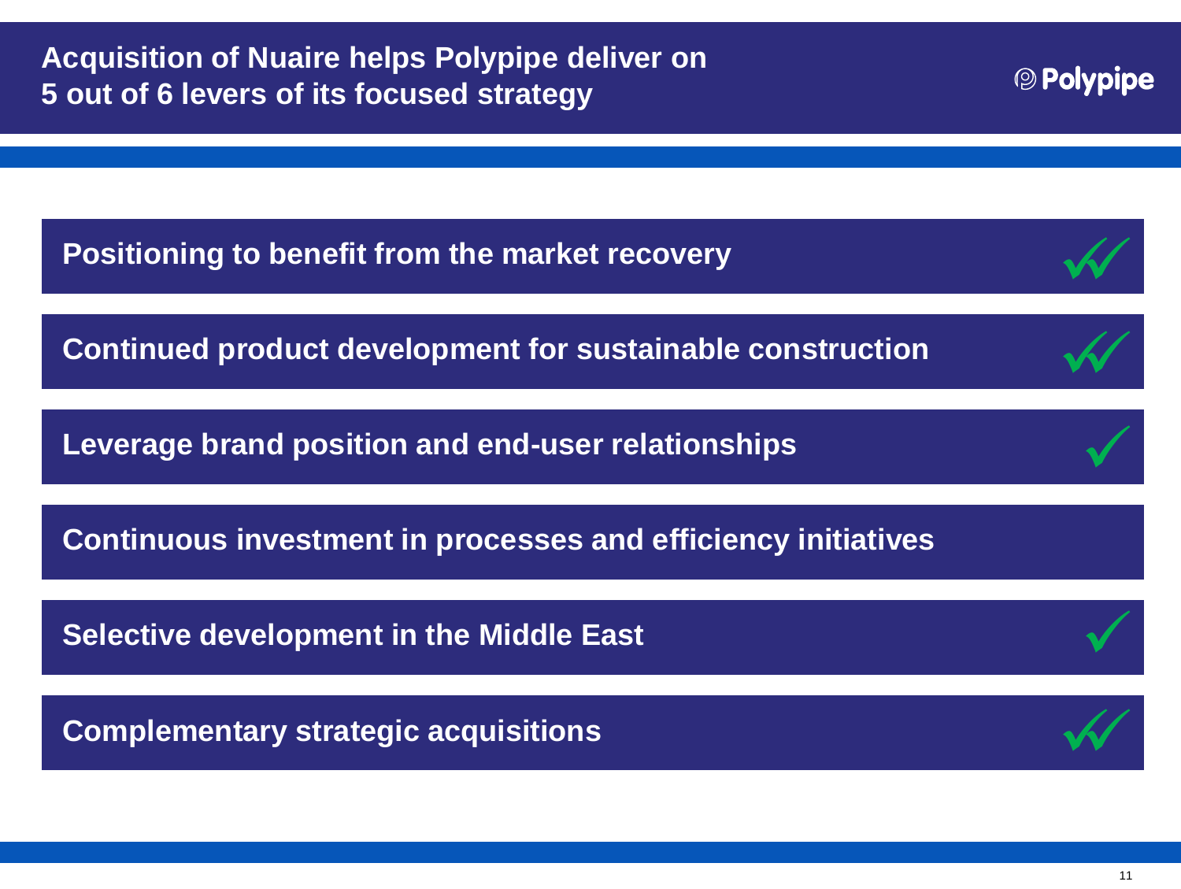# Acquisition of Nuaire helps Polypipe deliver on 5 out of 6 levers of its focused strategy

Polypipe

- **Positioning to benefit from the market recovery** ✓✓
- **Continued product development for sustainable construction** ✓✓
- **Leverage brand position and end-user relationships** ✓
- **Continuous investment in processes and efficiency initiatives**
- **Selective development in the Middle East** ✓
- **Complementary strategic acquisitions** ✓✓